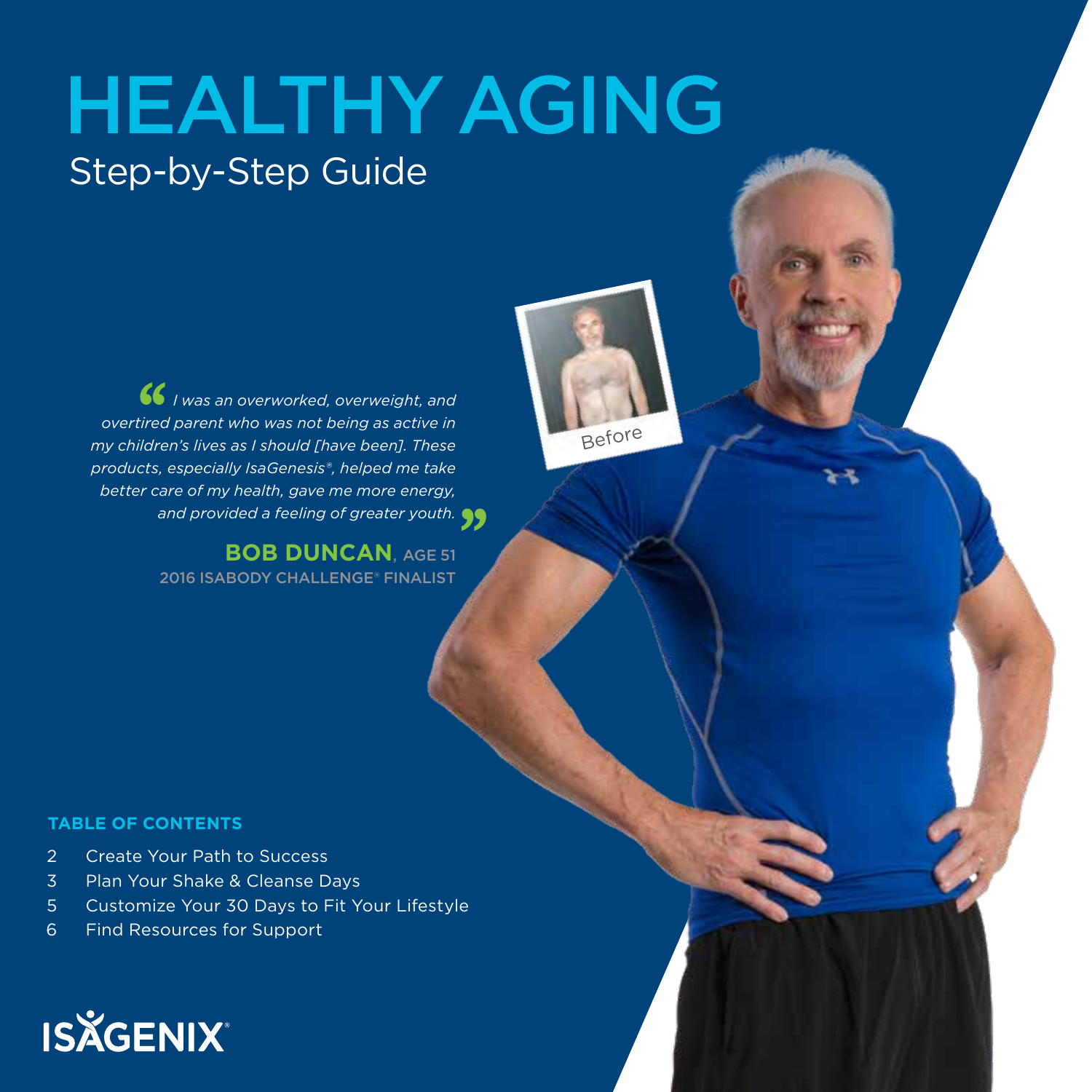# HEALTHY AGING

## Step-by-Step Guide

*"I was an overworked, overweight, and overtired parent who was not being as active in my children's lives as I should [have been]. These products, especially IsaGenesis®, helped me take better care of my health, gave me more energy, and provided a feeling of greater youth."*

**BOB DUNCAN**, AGE 51
2016 ISABODY CHALLENGE® FINALIST

Before

**TABLE OF CONTENTS**

- 2 Create Your Path to Success
- 3 Plan Your Shake & Cleanse Days
- 5 Customize Your 30 Days to Fit Your Lifestyle
- 6 Find Resources for Support

ISAGENIX®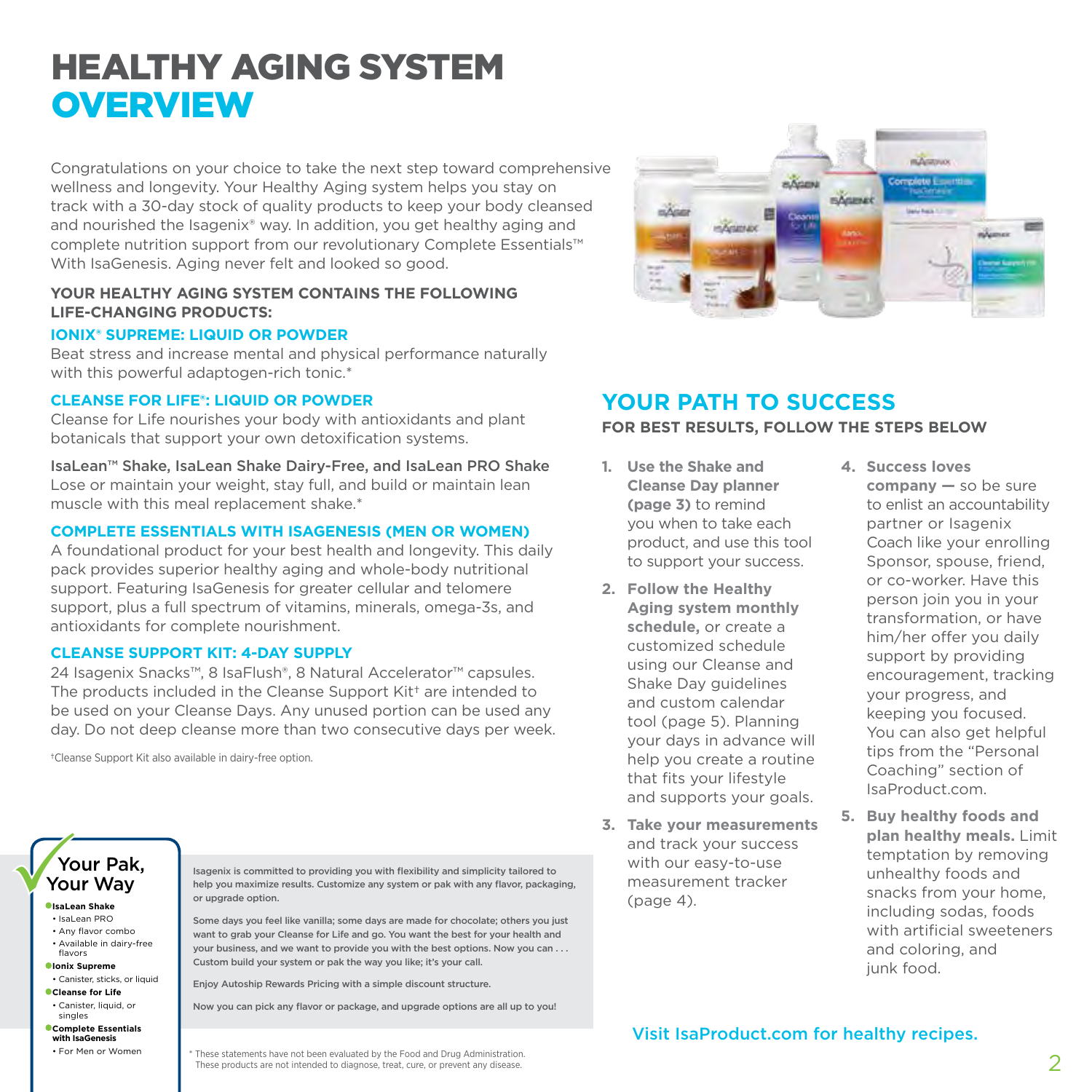# HEALTHY AGING SYSTEM OVERVIEW

Congratulations on your choice to take the next step toward comprehensive wellness and longevity. Your Healthy Aging system helps you stay on track with a 30-day stock of quality products to keep your body cleansed and nourished the Isagenix® way. In addition, you get healthy aging and complete nutrition support from our revolutionary Complete Essentials™ With IsaGenesis. Aging never felt and looked so good.

**YOUR HEALTHY AGING SYSTEM CONTAINS THE FOLLOWING LIFE-CHANGING PRODUCTS:**

### IONIX® SUPREME: LIQUID OR POWDER

Beat stress and increase mental and physical performance naturally with this powerful adaptogen-rich tonic.*

### CLEANSE FOR LIFE®: LIQUID OR POWDER

Cleanse for Life nourishes your body with antioxidants and plant botanicals that support your own detoxification systems.

IsaLean™ Shake, IsaLean Shake Dairy-Free, and IsaLean PRO Shake
Lose or maintain your weight, stay full, and build or maintain lean muscle with this meal replacement shake.*

### COMPLETE ESSENTIALS WITH ISAGENESIS (MEN OR WOMEN)

A foundational product for your best health and longevity. This daily pack provides superior healthy aging and whole-body nutritional support. Featuring IsaGenesis for greater cellular and telomere support, plus a full spectrum of vitamins, minerals, omega-3s, and antioxidants for complete nourishment.

### CLEANSE SUPPORT KIT: 4-DAY SUPPLY

24 Isagenix Snacks™, 8 IsaFlush®, 8 Natural Accelerator™ capsules. The products included in the Cleanse Support Kit† are intended to be used on your Cleanse Days. Any unused portion can be used any day. Do not deep cleanse more than two consecutive days per week.

†Cleanse Support Kit also available in dairy-free option.

## Your Pak, Your Way

- **IsaLean Shake**
  - IsaLean PRO
  - Any flavor combo
  - Available in dairy-free flavors
- **Ionix Supreme**
  - Canister, sticks, or liquid
- **Cleanse for Life**
  - Canister, liquid, or singles
- **Complete Essentials with IsaGenesis**
  - For Men or Women

Isagenix is committed to providing you with flexibility and simplicity tailored to help you maximize results. Customize any system or pak with any flavor, packaging, or upgrade option.

Some days you feel like vanilla; some days are made for chocolate; others you just want to grab your Cleanse for Life and go. You want the best for your health and your business, and we want to provide you with the best options. Now you can . . . Custom build your system or pak the way you like; it's your call.

Enjoy Autoship Rewards Pricing with a simple discount structure.

Now you can pick any flavor or package, and upgrade options are all up to you!

\* These statements have not been evaluated by the Food and Drug Administration. These products are not intended to diagnose, treat, cure, or prevent any disease.

## YOUR PATH TO SUCCESS

**FOR BEST RESULTS, FOLLOW THE STEPS BELOW**

1. **Use the Shake and Cleanse Day planner (page 3)** to remind you when to take each product, and use this tool to support your success.
2. **Follow the Healthy Aging system monthly schedule,** or create a customized schedule using our Cleanse and Shake Day guidelines and custom calendar tool (page 5). Planning your days in advance will help you create a routine that fits your lifestyle and supports your goals.
3. **Take your measurements** and track your success with our easy-to-use measurement tracker (page 4).
4. **Success loves company —** so be sure to enlist an accountability partner or Isagenix Coach like your enrolling Sponsor, spouse, friend, or co-worker. Have this person join you in your transformation, or have him/her offer you daily support by providing encouragement, tracking your progress, and keeping you focused. You can also get helpful tips from the "Personal Coaching" section of IsaProduct.com.
5. **Buy healthy foods and plan healthy meals.** Limit temptation by removing unhealthy foods and snacks from your home, including sodas, foods with artificial sweeteners and coloring, and junk food.

Visit IsaProduct.com for healthy recipes.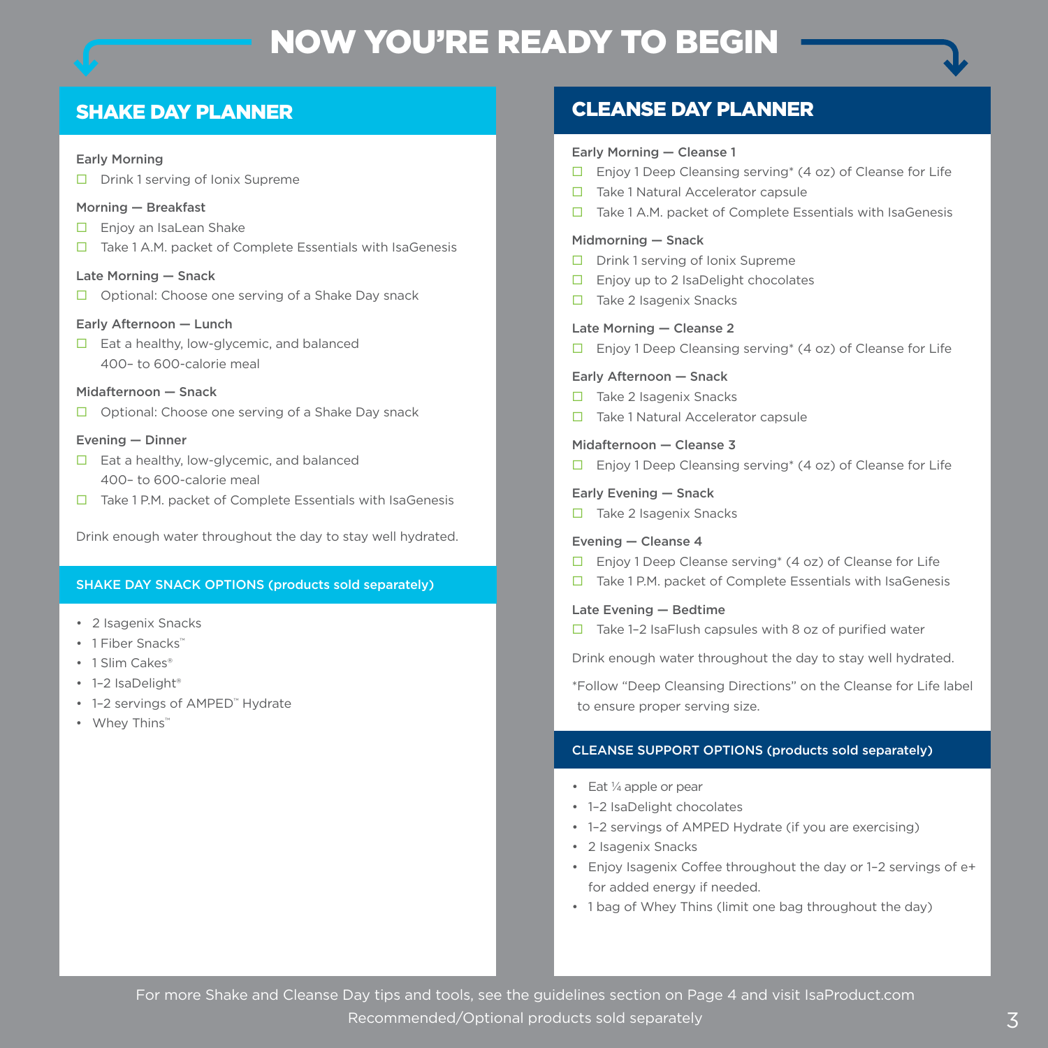# NOW YOU'RE READY TO BEGIN

## SHAKE DAY PLANNER

**Early Morning**

- ☐ Drink 1 serving of Ionix Supreme

**Morning — Breakfast**

- ☐ Enjoy an IsaLean Shake
- ☐ Take 1 A.M. packet of Complete Essentials with IsaGenesis

**Late Morning — Snack**

- ☐ Optional: Choose one serving of a Shake Day snack

**Early Afternoon — Lunch**

- ☐ Eat a healthy, low-glycemic, and balanced 400– to 600-calorie meal

**Midafternoon — Snack**

- ☐ Optional: Choose one serving of a Shake Day snack

**Evening — Dinner**

- ☐ Eat a healthy, low-glycemic, and balanced 400– to 600-calorie meal
- ☐ Take 1 P.M. packet of Complete Essentials with IsaGenesis

Drink enough water throughout the day to stay well hydrated.

### SHAKE DAY SNACK OPTIONS (products sold separately)

- 2 Isagenix Snacks
- 1 Fiber Snacks™
- 1 Slim Cakes®
- 1–2 IsaDelight®
- 1–2 servings of AMPED™ Hydrate
- Whey Thins™

## CLEANSE DAY PLANNER

**Early Morning — Cleanse 1**

- ☐ Enjoy 1 Deep Cleansing serving* (4 oz) of Cleanse for Life
- ☐ Take 1 Natural Accelerator capsule
- ☐ Take 1 A.M. packet of Complete Essentials with IsaGenesis

**Midmorning — Snack**

- ☐ Drink 1 serving of Ionix Supreme
- ☐ Enjoy up to 2 IsaDelight chocolates
- ☐ Take 2 Isagenix Snacks

**Late Morning — Cleanse 2**

- ☐ Enjoy 1 Deep Cleansing serving* (4 oz) of Cleanse for Life

**Early Afternoon — Snack**

- ☐ Take 2 Isagenix Snacks
- ☐ Take 1 Natural Accelerator capsule

**Midafternoon — Cleanse 3**

- ☐ Enjoy 1 Deep Cleansing serving* (4 oz) of Cleanse for Life

**Early Evening — Snack**

- ☐ Take 2 Isagenix Snacks

**Evening — Cleanse 4**

- ☐ Enjoy 1 Deep Cleanse serving* (4 oz) of Cleanse for Life
- ☐ Take 1 P.M. packet of Complete Essentials with IsaGenesis

**Late Evening — Bedtime**

- ☐ Take 1–2 IsaFlush capsules with 8 oz of purified water

Drink enough water throughout the day to stay well hydrated.

*Follow "Deep Cleansing Directions" on the Cleanse for Life label to ensure proper serving size.

### CLEANSE SUPPORT OPTIONS (products sold separately)

- Eat ¼ apple or pear
- 1–2 IsaDelight chocolates
- 1–2 servings of AMPED Hydrate (if you are exercising)
- 2 Isagenix Snacks
- Enjoy Isagenix Coffee throughout the day or 1–2 servings of e+ for added energy if needed.
- 1 bag of Whey Thins (limit one bag throughout the day)

For more Shake and Cleanse Day tips and tools, see the guidelines section on Page 4 and visit IsaProduct.com
Recommended/Optional products sold separately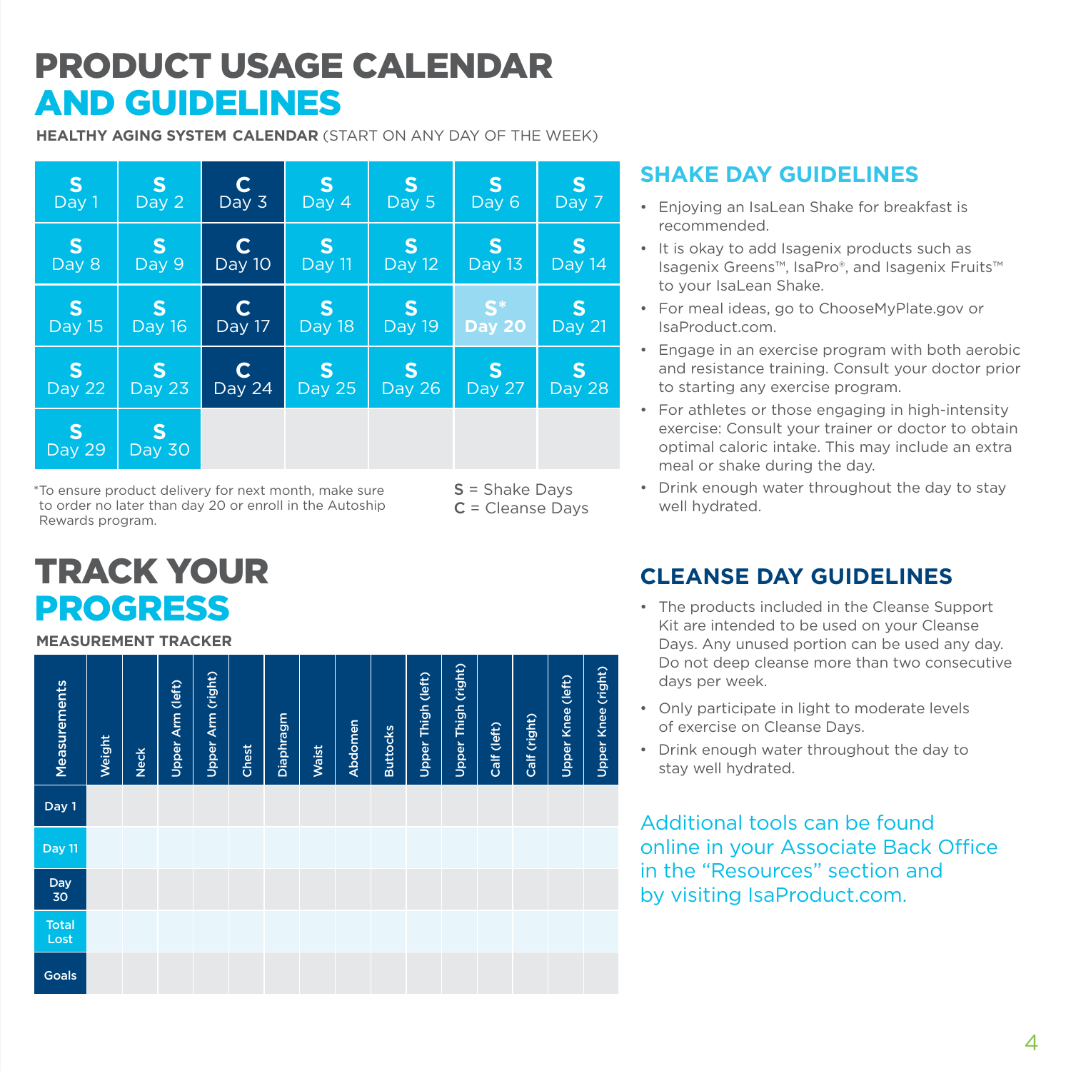# PRODUCT USAGE CALENDAR AND GUIDELINES

**HEALTHY AGING SYSTEM CALENDAR** (START ON ANY DAY OF THE WEEK)

| | | | | | | |
|---|---|---|---|---|---|---|
| S Day 1 | S Day 2 | C Day 3 | S Day 4 | S Day 5 | S Day 6 | S Day 7 |
| S Day 8 | S Day 9 | C Day 10 | S Day 11 | S Day 12 | S Day 13 | S Day 14 |
| S Day 15 | S Day 16 | C Day 17 | S Day 18 | S Day 19 | S* Day 20 | S Day 21 |
| S Day 22 | S Day 23 | C Day 24 | S Day 25 | S Day 26 | S Day 27 | S Day 28 |
| S Day 29 | S Day 30 | | | | | |

*To ensure product delivery for next month, make sure to order no later than day 20 or enroll in the Autoship Rewards program.

S = Shake Days
C = Cleanse Days

## SHAKE DAY GUIDELINES

- Enjoying an IsaLean Shake for breakfast is recommended.
- It is okay to add Isagenix products such as Isagenix Greens™, IsaPro®, and Isagenix Fruits™ to your IsaLean Shake.
- For meal ideas, go to ChooseMyPlate.gov or IsaProduct.com.
- Engage in an exercise program with both aerobic and resistance training. Consult your doctor prior to starting any exercise program.
- For athletes or those engaging in high-intensity exercise: Consult your trainer or doctor to obtain optimal caloric intake. This may include an extra meal or shake during the day.
- Drink enough water throughout the day to stay well hydrated.

# TRACK YOUR PROGRESS

**MEASUREMENT TRACKER**

| Measurements | Weight | Neck | Upper Arm (left) | Upper Arm (right) | Chest | Diaphragm | Waist | Abdomen | Buttocks | Upper Thigh (left) | Upper Thigh (right) | Calf (left) | Calf (right) | Upper Knee (left) | Upper Knee (right) |
|---|---|---|---|---|---|---|---|---|---|---|---|---|---|---|---|
| Day 1 | | | | | | | | | | | | | | | |
| Day 11 | | | | | | | | | | | | | | | |
| Day 30 | | | | | | | | | | | | | | | |
| Total Lost | | | | | | | | | | | | | | | |
| Goals | | | | | | | | | | | | | | | |

## CLEANSE DAY GUIDELINES

- The products included in the Cleanse Support Kit are intended to be used on your Cleanse Days. Any unused portion can be used any day. Do not deep cleanse more than two consecutive days per week.
- Only participate in light to moderate levels of exercise on Cleanse Days.
- Drink enough water throughout the day to stay well hydrated.

Additional tools can be found online in your Associate Back Office in the "Resources" section and by visiting IsaProduct.com.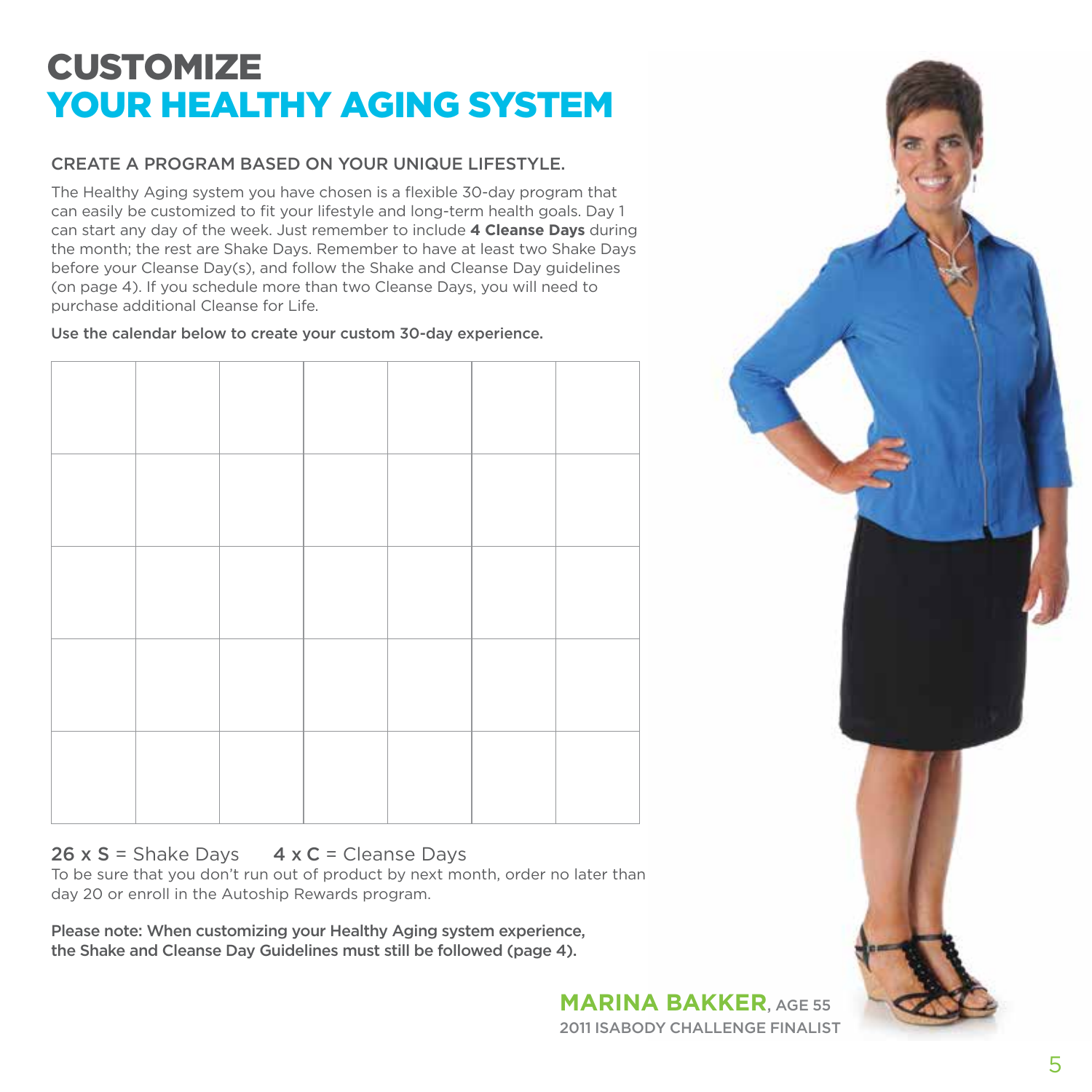# CUSTOMIZE
# YOUR HEALTHY AGING SYSTEM

## CREATE A PROGRAM BASED ON YOUR UNIQUE LIFESTYLE.

The Healthy Aging system you have chosen is a flexible 30-day program that can easily be customized to fit your lifestyle and long-term health goals. Day 1 can start any day of the week. Just remember to include **4 Cleanse Days** during the month; the rest are Shake Days. Remember to have at least two Shake Days before your Cleanse Day(s), and follow the Shake and Cleanse Day guidelines (on page 4). If you schedule more than two Cleanse Days, you will need to purchase additional Cleanse for Life.

Use the calendar below to create your custom 30-day experience.

| | | | | | | |
|---|---|---|---|---|---|---|
| | | | | | | |
| | | | | | | |
| | | | | | | |
| | | | | | | |
| | | | | | | |

**26 x S** = Shake Days **4 x C** = Cleanse Days

To be sure that you don't run out of product by next month, order no later than day 20 or enroll in the Autoship Rewards program.

**Please note: When customizing your Healthy Aging system experience, the Shake and Cleanse Day Guidelines must still be followed (page 4).**

**MARINA BAKKER**, AGE 55
2011 ISABODY CHALLENGE FINALIST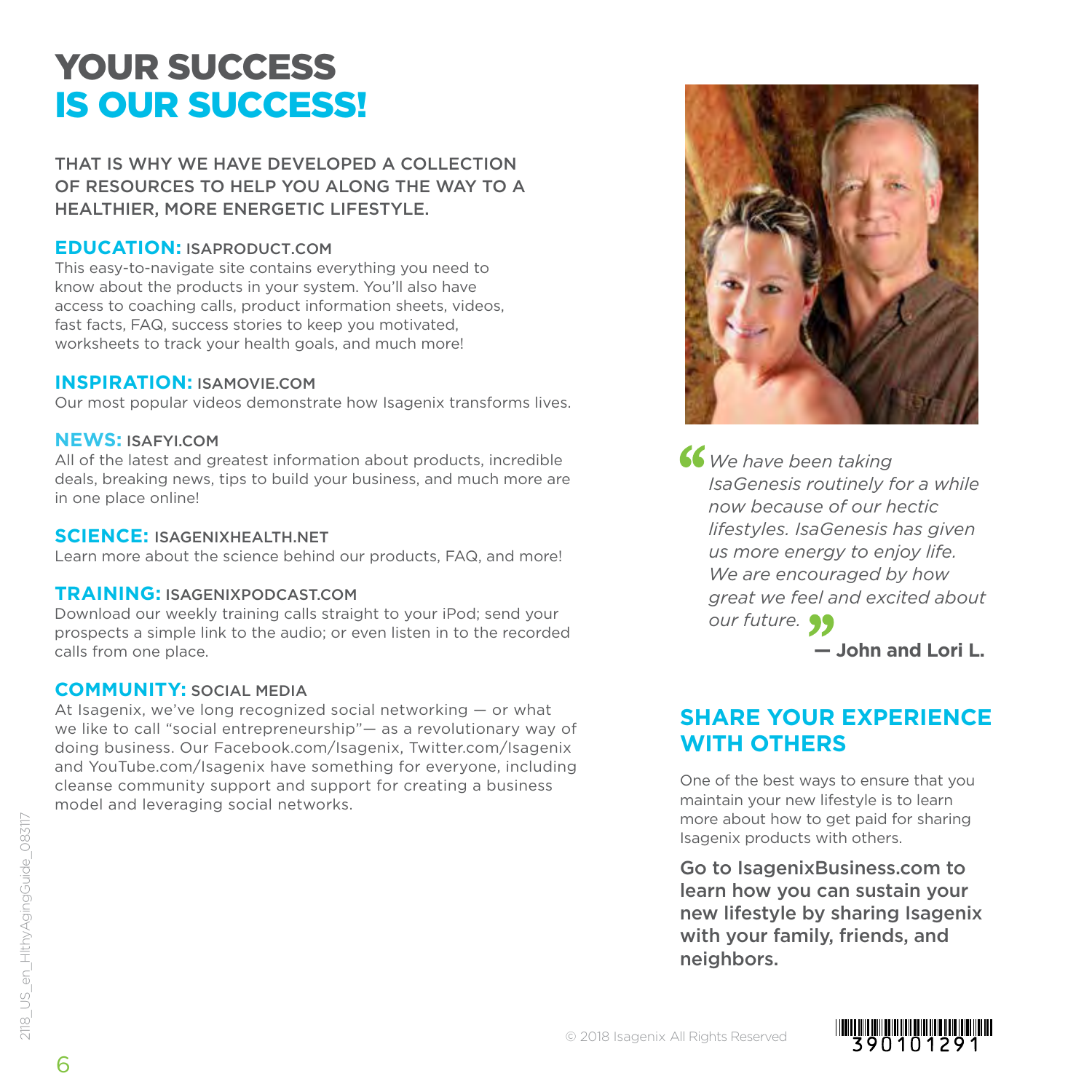# YOUR SUCCESS IS OUR SUCCESS!

THAT IS WHY WE HAVE DEVELOPED A COLLECTION OF RESOURCES TO HELP YOU ALONG THE WAY TO A HEALTHIER, MORE ENERGETIC LIFESTYLE.

**EDUCATION:** ISAPRODUCT.COM
This easy-to-navigate site contains everything you need to know about the products in your system. You'll also have access to coaching calls, product information sheets, videos, fast facts, FAQ, success stories to keep you motivated, worksheets to track your health goals, and much more!

**INSPIRATION:** ISAMOVIE.COM
Our most popular videos demonstrate how Isagenix transforms lives.

**NEWS:** ISAFYI.COM
All of the latest and greatest information about products, incredible deals, breaking news, tips to build your business, and much more are in one place online!

**SCIENCE:** ISAGENIXHEALTH.NET
Learn more about the science behind our products, FAQ, and more!

**TRAINING:** ISAGENIXPODCAST.COM
Download our weekly training calls straight to your iPod; send your prospects a simple link to the audio; or even listen in to the recorded calls from one place.

**COMMUNITY:** SOCIAL MEDIA
At Isagenix, we've long recognized social networking — or what we like to call "social entrepreneurship"— as a revolutionary way of doing business. Our Facebook.com/Isagenix, Twitter.com/Isagenix and YouTube.com/Isagenix have something for everyone, including cleanse community support and support for creating a business model and leveraging social networks.

*"We have been taking IsaGenesis routinely for a while now because of our hectic lifestyles. IsaGenesis has given us more energy to enjoy life. We are encouraged by how great we feel and excited about our future."*

**— John and Lori L.**

## SHARE YOUR EXPERIENCE WITH OTHERS

One of the best ways to ensure that you maintain your new lifestyle is to learn more about how to get paid for sharing Isagenix products with others.

**Go to IsagenixBusiness.com to learn how you can sustain your new lifestyle by sharing Isagenix with your family, friends, and neighbors.**

© 2018 Isagenix All Rights Reserved

390101291

2118_US_en_HlthyAgingGuide_083117